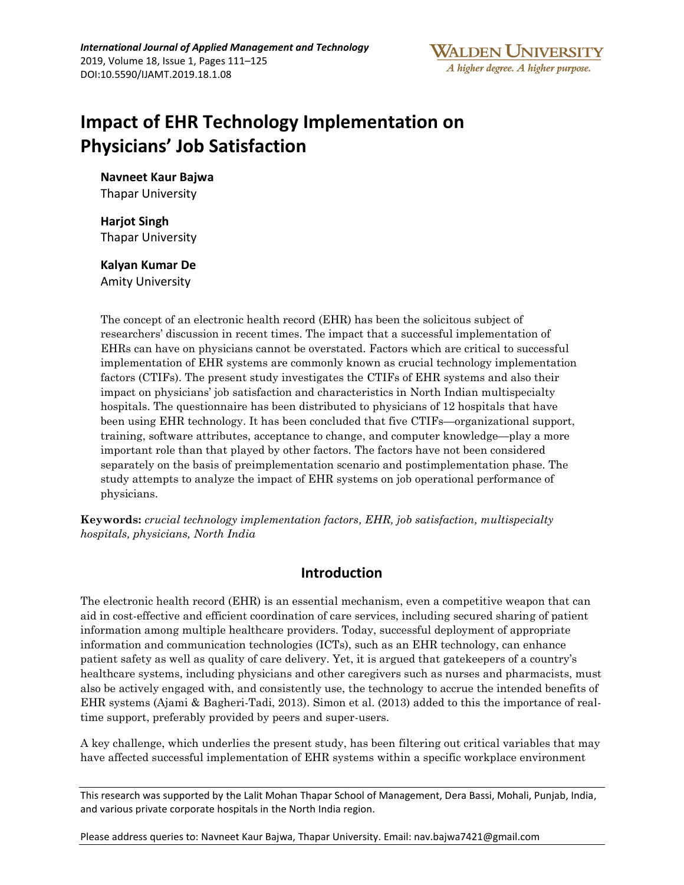# Impact of EHR Technology Implementation on Physicians' Job Satisfaction

**Navneet Kaur Bajwa**
Thapar University

**Harjot Singh**
Thapar University

**Kalyan Kumar De**
Amity University

The concept of an electronic health record (EHR) has been the solicitous subject of researchers' discussion in recent times. The impact that a successful implementation of EHRs can have on physicians cannot be overstated. Factors which are critical to successful implementation of EHR systems are commonly known as crucial technology implementation factors (CTIFs). The present study investigates the CTIFs of EHR systems and also their impact on physicians' job satisfaction and characteristics in North Indian multispecialty hospitals. The questionnaire has been distributed to physicians of 12 hospitals that have been using EHR technology. It has been concluded that five CTIFs—organizational support, training, software attributes, acceptance to change, and computer knowledge—play a more important role than that played by other factors. The factors have not been considered separately on the basis of preimplementation scenario and postimplementation phase. The study attempts to analyze the impact of EHR systems on job operational performance of physicians.

**Keywords:** *crucial technology implementation factors, EHR, job satisfaction, multispecialty hospitals, physicians, North India*

## Introduction

The electronic health record (EHR) is an essential mechanism, even a competitive weapon that can aid in cost-effective and efficient coordination of care services, including secured sharing of patient information among multiple healthcare providers. Today, successful deployment of appropriate information and communication technologies (ICTs), such as an EHR technology, can enhance patient safety as well as quality of care delivery. Yet, it is argued that gatekeepers of a country's healthcare systems, including physicians and other caregivers such as nurses and pharmacists, must also be actively engaged with, and consistently use, the technology to accrue the intended benefits of EHR systems (Ajami & Bagheri-Tadi, 2013). Simon et al. (2013) added to this the importance of real-time support, preferably provided by peers and super-users.

A key challenge, which underlies the present study, has been filtering out critical variables that may have affected successful implementation of EHR systems within a specific workplace environment

This research was supported by the Lalit Mohan Thapar School of Management, Dera Bassi, Mohali, Punjab, India, and various private corporate hospitals in the North India region.

Please address queries to: Navneet Kaur Bajwa, Thapar University. Email: nav.bajwa7421@gmail.com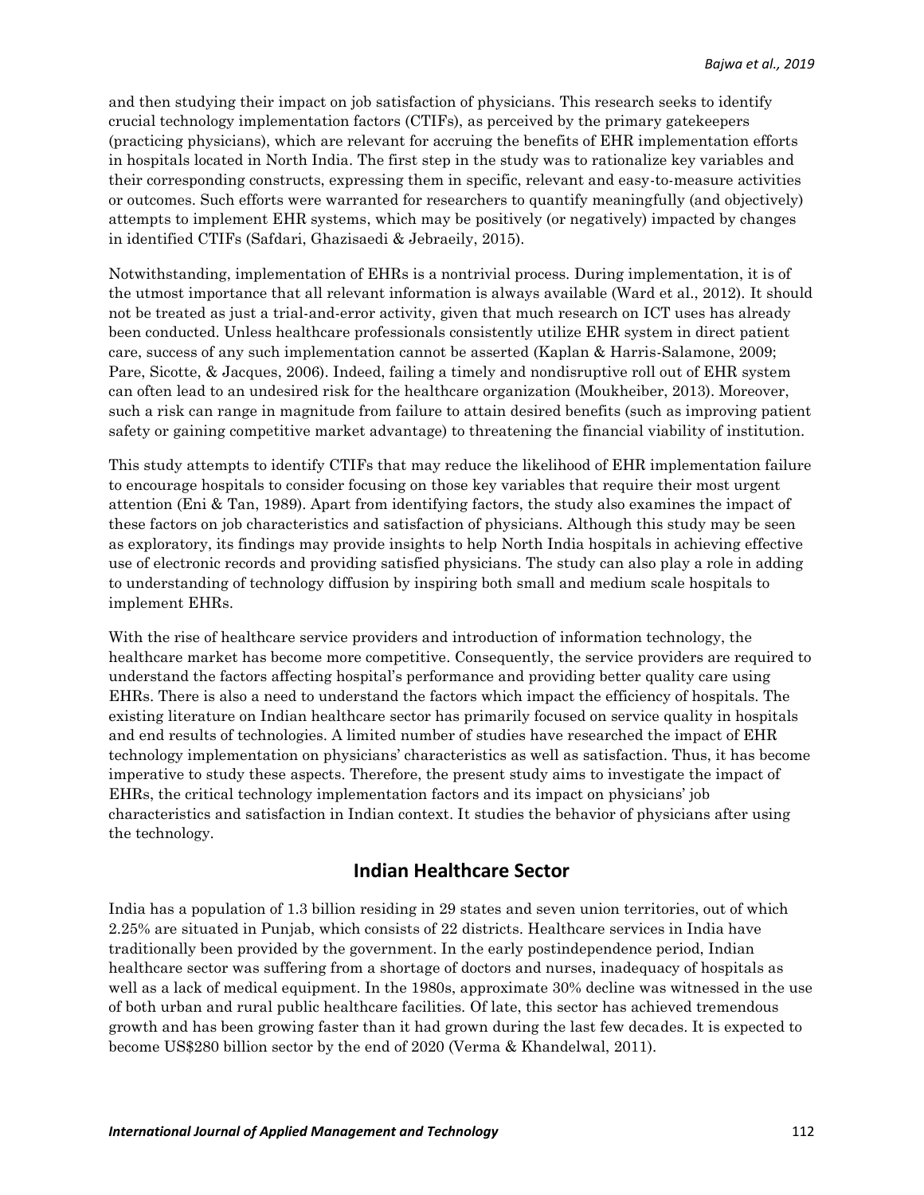and then studying their impact on job satisfaction of physicians. This research seeks to identify crucial technology implementation factors (CTIFs), as perceived by the primary gatekeepers (practicing physicians), which are relevant for accruing the benefits of EHR implementation efforts in hospitals located in North India. The first step in the study was to rationalize key variables and their corresponding constructs, expressing them in specific, relevant and easy-to-measure activities or outcomes. Such efforts were warranted for researchers to quantify meaningfully (and objectively) attempts to implement EHR systems, which may be positively (or negatively) impacted by changes in identified CTIFs (Safdari, Ghazisaedi & Jebraeily, 2015).

Notwithstanding, implementation of EHRs is a nontrivial process. During implementation, it is of the utmost importance that all relevant information is always available (Ward et al., 2012). It should not be treated as just a trial-and-error activity, given that much research on ICT uses has already been conducted. Unless healthcare professionals consistently utilize EHR system in direct patient care, success of any such implementation cannot be asserted (Kaplan & Harris-Salamone, 2009; Pare, Sicotte, & Jacques, 2006). Indeed, failing a timely and nondisruptive roll out of EHR system can often lead to an undesired risk for the healthcare organization (Moukheiber, 2013). Moreover, such a risk can range in magnitude from failure to attain desired benefits (such as improving patient safety or gaining competitive market advantage) to threatening the financial viability of institution.

This study attempts to identify CTIFs that may reduce the likelihood of EHR implementation failure to encourage hospitals to consider focusing on those key variables that require their most urgent attention (Eni & Tan, 1989). Apart from identifying factors, the study also examines the impact of these factors on job characteristics and satisfaction of physicians. Although this study may be seen as exploratory, its findings may provide insights to help North India hospitals in achieving effective use of electronic records and providing satisfied physicians. The study can also play a role in adding to understanding of technology diffusion by inspiring both small and medium scale hospitals to implement EHRs.

With the rise of healthcare service providers and introduction of information technology, the healthcare market has become more competitive. Consequently, the service providers are required to understand the factors affecting hospital's performance and providing better quality care using EHRs. There is also a need to understand the factors which impact the efficiency of hospitals. The existing literature on Indian healthcare sector has primarily focused on service quality in hospitals and end results of technologies. A limited number of studies have researched the impact of EHR technology implementation on physicians' characteristics as well as satisfaction. Thus, it has become imperative to study these aspects. Therefore, the present study aims to investigate the impact of EHRs, the critical technology implementation factors and its impact on physicians' job characteristics and satisfaction in Indian context. It studies the behavior of physicians after using the technology.

## Indian Healthcare Sector

India has a population of 1.3 billion residing in 29 states and seven union territories, out of which 2.25% are situated in Punjab, which consists of 22 districts. Healthcare services in India have traditionally been provided by the government. In the early postindependence period, Indian healthcare sector was suffering from a shortage of doctors and nurses, inadequacy of hospitals as well as a lack of medical equipment. In the 1980s, approximate 30% decline was witnessed in the use of both urban and rural public healthcare facilities. Of late, this sector has achieved tremendous growth and has been growing faster than it had grown during the last few decades. It is expected to become US$280 billion sector by the end of 2020 (Verma & Khandelwal, 2011).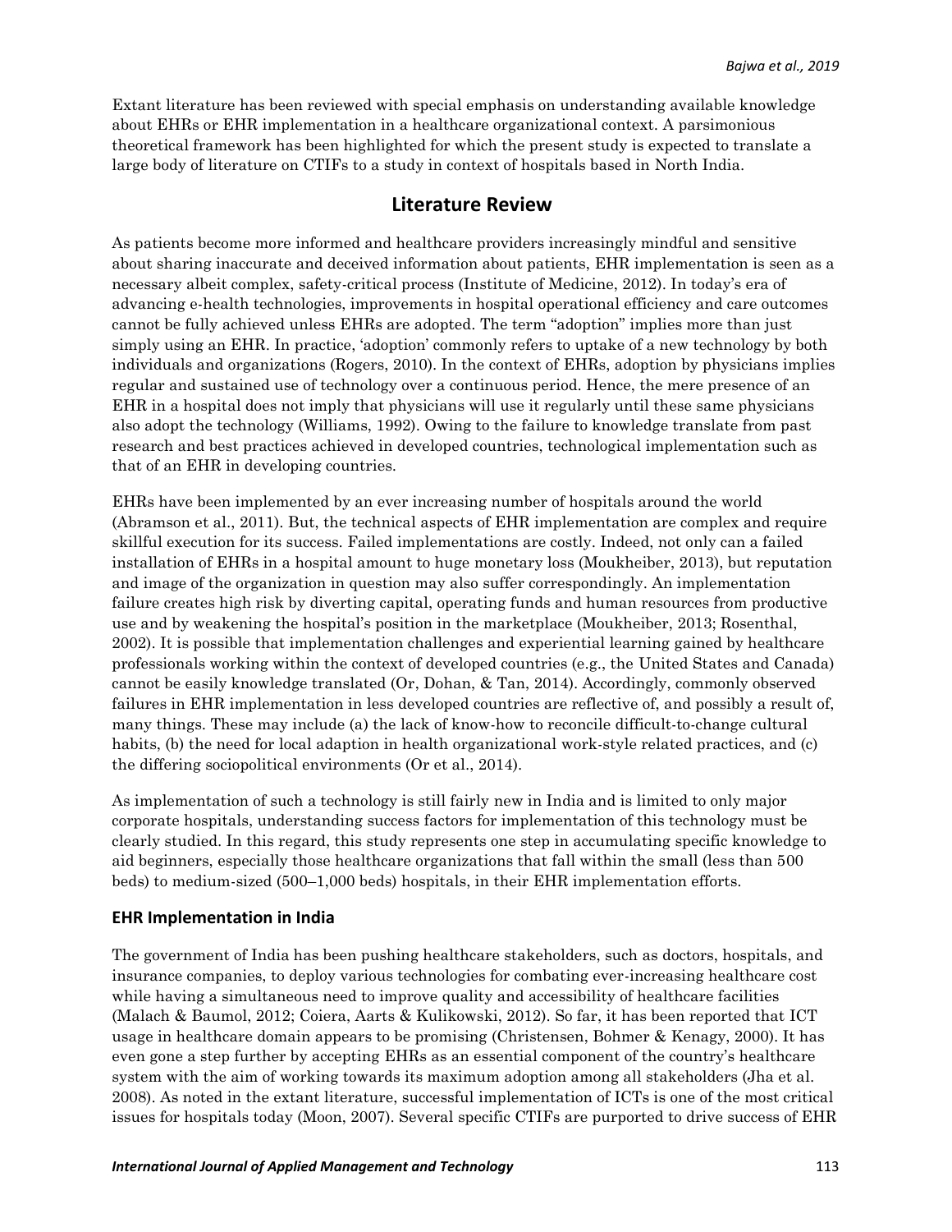Extant literature has been reviewed with special emphasis on understanding available knowledge about EHRs or EHR implementation in a healthcare organizational context. A parsimonious theoretical framework has been highlighted for which the present study is expected to translate a large body of literature on CTIFs to a study in context of hospitals based in North India.

## Literature Review

As patients become more informed and healthcare providers increasingly mindful and sensitive about sharing inaccurate and deceived information about patients, EHR implementation is seen as a necessary albeit complex, safety-critical process (Institute of Medicine, 2012). In today's era of advancing e-health technologies, improvements in hospital operational efficiency and care outcomes cannot be fully achieved unless EHRs are adopted. The term "adoption" implies more than just simply using an EHR. In practice, 'adoption' commonly refers to uptake of a new technology by both individuals and organizations (Rogers, 2010). In the context of EHRs, adoption by physicians implies regular and sustained use of technology over a continuous period. Hence, the mere presence of an EHR in a hospital does not imply that physicians will use it regularly until these same physicians also adopt the technology (Williams, 1992). Owing to the failure to knowledge translate from past research and best practices achieved in developed countries, technological implementation such as that of an EHR in developing countries.

EHRs have been implemented by an ever increasing number of hospitals around the world (Abramson et al., 2011). But, the technical aspects of EHR implementation are complex and require skillful execution for its success. Failed implementations are costly. Indeed, not only can a failed installation of EHRs in a hospital amount to huge monetary loss (Moukheiber, 2013), but reputation and image of the organization in question may also suffer correspondingly. An implementation failure creates high risk by diverting capital, operating funds and human resources from productive use and by weakening the hospital's position in the marketplace (Moukheiber, 2013; Rosenthal, 2002). It is possible that implementation challenges and experiential learning gained by healthcare professionals working within the context of developed countries (e.g., the United States and Canada) cannot be easily knowledge translated (Or, Dohan, & Tan, 2014). Accordingly, commonly observed failures in EHR implementation in less developed countries are reflective of, and possibly a result of, many things. These may include (a) the lack of know-how to reconcile difficult-to-change cultural habits, (b) the need for local adaption in health organizational work-style related practices, and (c) the differing sociopolitical environments (Or et al., 2014).

As implementation of such a technology is still fairly new in India and is limited to only major corporate hospitals, understanding success factors for implementation of this technology must be clearly studied. In this regard, this study represents one step in accumulating specific knowledge to aid beginners, especially those healthcare organizations that fall within the small (less than 500 beds) to medium-sized (500–1,000 beds) hospitals, in their EHR implementation efforts.

### EHR Implementation in India

The government of India has been pushing healthcare stakeholders, such as doctors, hospitals, and insurance companies, to deploy various technologies for combating ever-increasing healthcare cost while having a simultaneous need to improve quality and accessibility of healthcare facilities (Malach & Baumol, 2012; Coiera, Aarts & Kulikowski, 2012). So far, it has been reported that ICT usage in healthcare domain appears to be promising (Christensen, Bohmer & Kenagy, 2000). It has even gone a step further by accepting EHRs as an essential component of the country's healthcare system with the aim of working towards its maximum adoption among all stakeholders (Jha et al. 2008). As noted in the extant literature, successful implementation of ICTs is one of the most critical issues for hospitals today (Moon, 2007). Several specific CTIFs are purported to drive success of EHR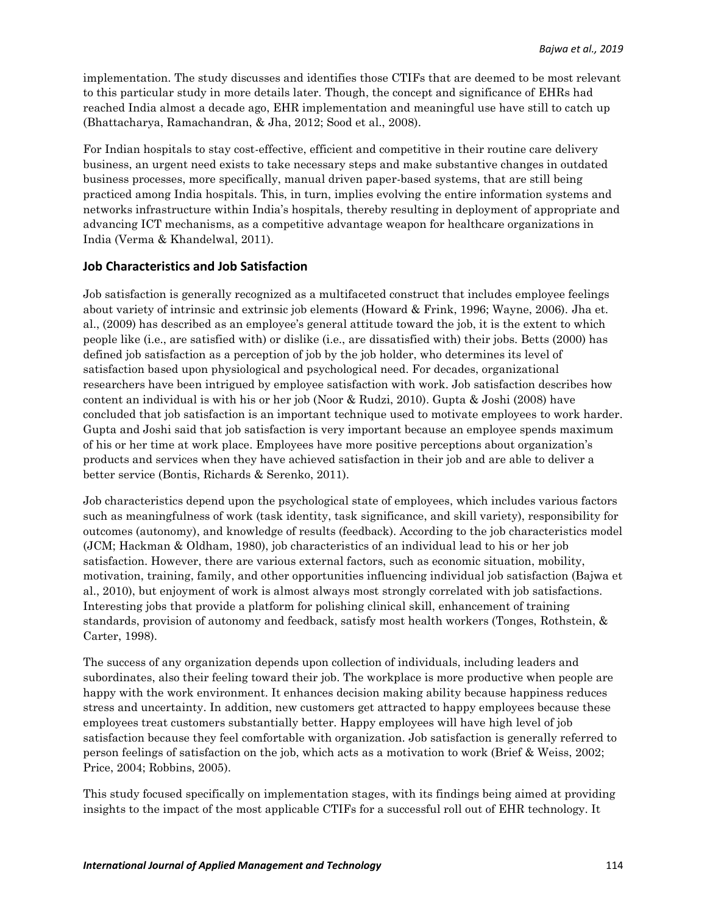implementation. The study discusses and identifies those CTIFs that are deemed to be most relevant to this particular study in more details later. Though, the concept and significance of EHRs had reached India almost a decade ago, EHR implementation and meaningful use have still to catch up (Bhattacharya, Ramachandran, & Jha, 2012; Sood et al., 2008).

For Indian hospitals to stay cost-effective, efficient and competitive in their routine care delivery business, an urgent need exists to take necessary steps and make substantive changes in outdated business processes, more specifically, manual driven paper-based systems, that are still being practiced among India hospitals. This, in turn, implies evolving the entire information systems and networks infrastructure within India's hospitals, thereby resulting in deployment of appropriate and advancing ICT mechanisms, as a competitive advantage weapon for healthcare organizations in India (Verma & Khandelwal, 2011).

## Job Characteristics and Job Satisfaction

Job satisfaction is generally recognized as a multifaceted construct that includes employee feelings about variety of intrinsic and extrinsic job elements (Howard & Frink, 1996; Wayne, 2006). Jha et. al., (2009) has described as an employee's general attitude toward the job, it is the extent to which people like (i.e., are satisfied with) or dislike (i.e., are dissatisfied with) their jobs. Betts (2000) has defined job satisfaction as a perception of job by the job holder, who determines its level of satisfaction based upon physiological and psychological need. For decades, organizational researchers have been intrigued by employee satisfaction with work. Job satisfaction describes how content an individual is with his or her job (Noor & Rudzi, 2010). Gupta & Joshi (2008) have concluded that job satisfaction is an important technique used to motivate employees to work harder. Gupta and Joshi said that job satisfaction is very important because an employee spends maximum of his or her time at work place. Employees have more positive perceptions about organization's products and services when they have achieved satisfaction in their job and are able to deliver a better service (Bontis, Richards & Serenko, 2011).

Job characteristics depend upon the psychological state of employees, which includes various factors such as meaningfulness of work (task identity, task significance, and skill variety), responsibility for outcomes (autonomy), and knowledge of results (feedback). According to the job characteristics model (JCM; Hackman & Oldham, 1980), job characteristics of an individual lead to his or her job satisfaction. However, there are various external factors, such as economic situation, mobility, motivation, training, family, and other opportunities influencing individual job satisfaction (Bajwa et al., 2010), but enjoyment of work is almost always most strongly correlated with job satisfactions. Interesting jobs that provide a platform for polishing clinical skill, enhancement of training standards, provision of autonomy and feedback, satisfy most health workers (Tonges, Rothstein, & Carter, 1998).

The success of any organization depends upon collection of individuals, including leaders and subordinates, also their feeling toward their job. The workplace is more productive when people are happy with the work environment. It enhances decision making ability because happiness reduces stress and uncertainty. In addition, new customers get attracted to happy employees because these employees treat customers substantially better. Happy employees will have high level of job satisfaction because they feel comfortable with organization. Job satisfaction is generally referred to person feelings of satisfaction on the job, which acts as a motivation to work (Brief & Weiss, 2002; Price, 2004; Robbins, 2005).

This study focused specifically on implementation stages, with its findings being aimed at providing insights to the impact of the most applicable CTIFs for a successful roll out of EHR technology. It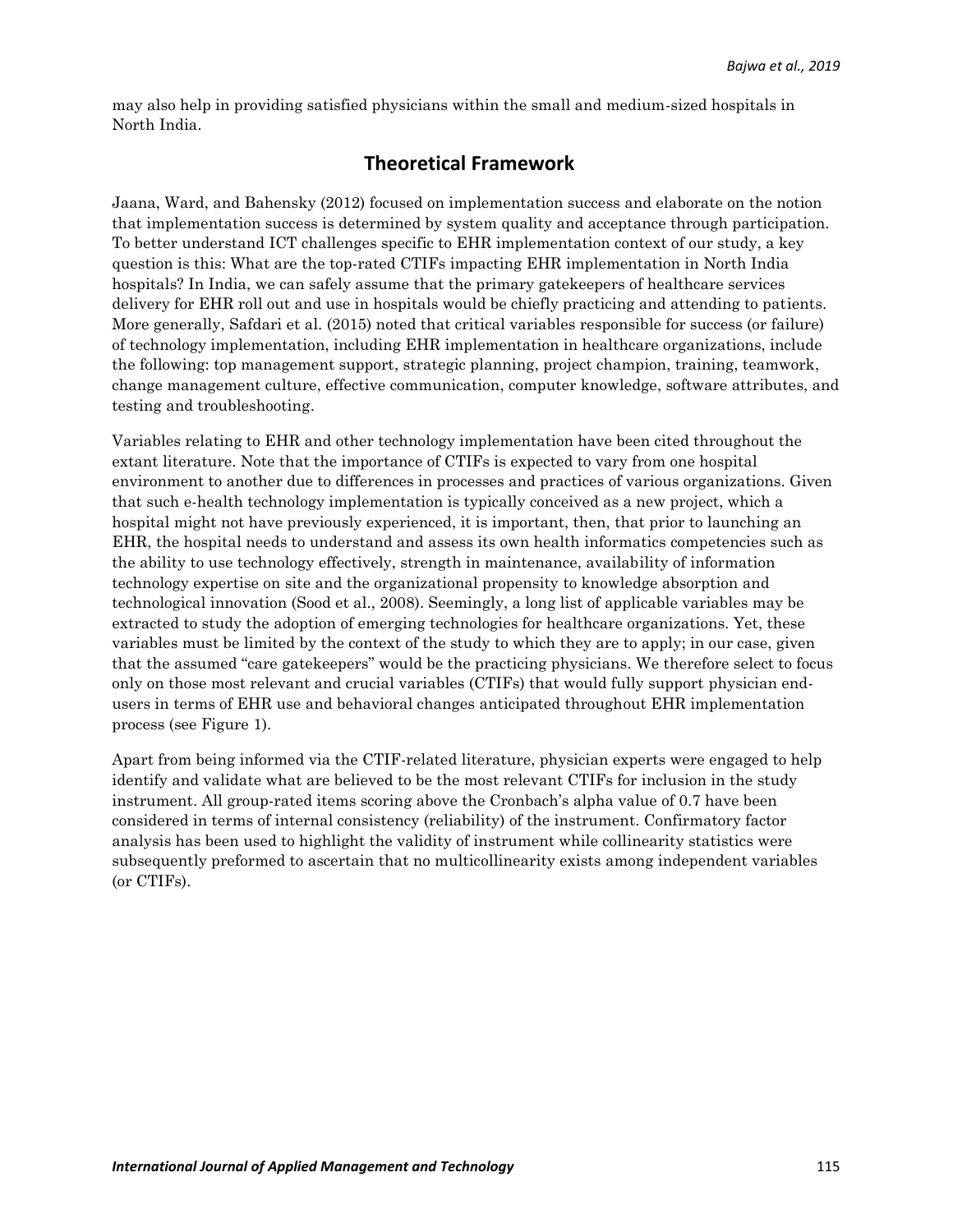may also help in providing satisfied physicians within the small and medium-sized hospitals in North India.

## Theoretical Framework

Jaana, Ward, and Bahensky (2012) focused on implementation success and elaborate on the notion that implementation success is determined by system quality and acceptance through participation. To better understand ICT challenges specific to EHR implementation context of our study, a key question is this: What are the top-rated CTIFs impacting EHR implementation in North India hospitals? In India, we can safely assume that the primary gatekeepers of healthcare services delivery for EHR roll out and use in hospitals would be chiefly practicing and attending to patients. More generally, Safdari et al. (2015) noted that critical variables responsible for success (or failure) of technology implementation, including EHR implementation in healthcare organizations, include the following: top management support, strategic planning, project champion, training, teamwork, change management culture, effective communication, computer knowledge, software attributes, and testing and troubleshooting.

Variables relating to EHR and other technology implementation have been cited throughout the extant literature. Note that the importance of CTIFs is expected to vary from one hospital environment to another due to differences in processes and practices of various organizations. Given that such e-health technology implementation is typically conceived as a new project, which a hospital might not have previously experienced, it is important, then, that prior to launching an EHR, the hospital needs to understand and assess its own health informatics competencies such as the ability to use technology effectively, strength in maintenance, availability of information technology expertise on site and the organizational propensity to knowledge absorption and technological innovation (Sood et al., 2008). Seemingly, a long list of applicable variables may be extracted to study the adoption of emerging technologies for healthcare organizations. Yet, these variables must be limited by the context of the study to which they are to apply; in our case, given that the assumed "care gatekeepers" would be the practicing physicians. We therefore select to focus only on those most relevant and crucial variables (CTIFs) that would fully support physician end-users in terms of EHR use and behavioral changes anticipated throughout EHR implementation process (see Figure 1).

Apart from being informed via the CTIF-related literature, physician experts were engaged to help identify and validate what are believed to be the most relevant CTIFs for inclusion in the study instrument. All group-rated items scoring above the Cronbach's alpha value of 0.7 have been considered in terms of internal consistency (reliability) of the instrument. Confirmatory factor analysis has been used to highlight the validity of instrument while collinearity statistics were subsequently preformed to ascertain that no multicollinearity exists among independent variables (or CTIFs).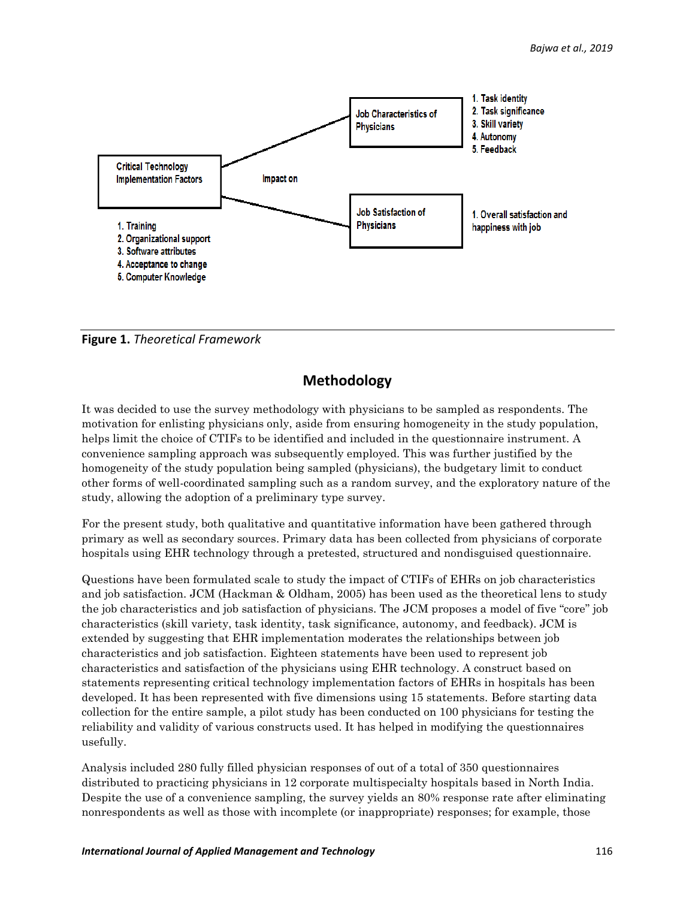Critical Technology Implementation Factors

1. Training
2. Organizational support
3. Software attributes
4. Acceptance to change
5. Computer Knowledge

Impact on

Job Characteristics of Physicians

1. Task identity
2. Task significance
3. Skill variety
4. Autonomy
5. Feedback

Job Satisfaction of Physicians

1. Overall satisfaction and happiness with job

**Figure 1.** *Theoretical Framework*

## Methodology

It was decided to use the survey methodology with physicians to be sampled as respondents. The motivation for enlisting physicians only, aside from ensuring homogeneity in the study population, helps limit the choice of CTIFs to be identified and included in the questionnaire instrument. A convenience sampling approach was subsequently employed. This was further justified by the homogeneity of the study population being sampled (physicians), the budgetary limit to conduct other forms of well-coordinated sampling such as a random survey, and the exploratory nature of the study, allowing the adoption of a preliminary type survey.

For the present study, both qualitative and quantitative information have been gathered through primary as well as secondary sources. Primary data has been collected from physicians of corporate hospitals using EHR technology through a pretested, structured and nondisguised questionnaire.

Questions have been formulated scale to study the impact of CTIFs of EHRs on job characteristics and job satisfaction. JCM (Hackman & Oldham, 2005) has been used as the theoretical lens to study the job characteristics and job satisfaction of physicians. The JCM proposes a model of five "core" job characteristics (skill variety, task identity, task significance, autonomy, and feedback). JCM is extended by suggesting that EHR implementation moderates the relationships between job characteristics and job satisfaction. Eighteen statements have been used to represent job characteristics and satisfaction of the physicians using EHR technology. A construct based on statements representing critical technology implementation factors of EHRs in hospitals has been developed. It has been represented with five dimensions using 15 statements. Before starting data collection for the entire sample, a pilot study has been conducted on 100 physicians for testing the reliability and validity of various constructs used. It has helped in modifying the questionnaires usefully.

Analysis included 280 fully filled physician responses of out of a total of 350 questionnaires distributed to practicing physicians in 12 corporate multispecialty hospitals based in North India. Despite the use of a convenience sampling, the survey yields an 80% response rate after eliminating nonrespondents as well as those with incomplete (or inappropriate) responses; for example, those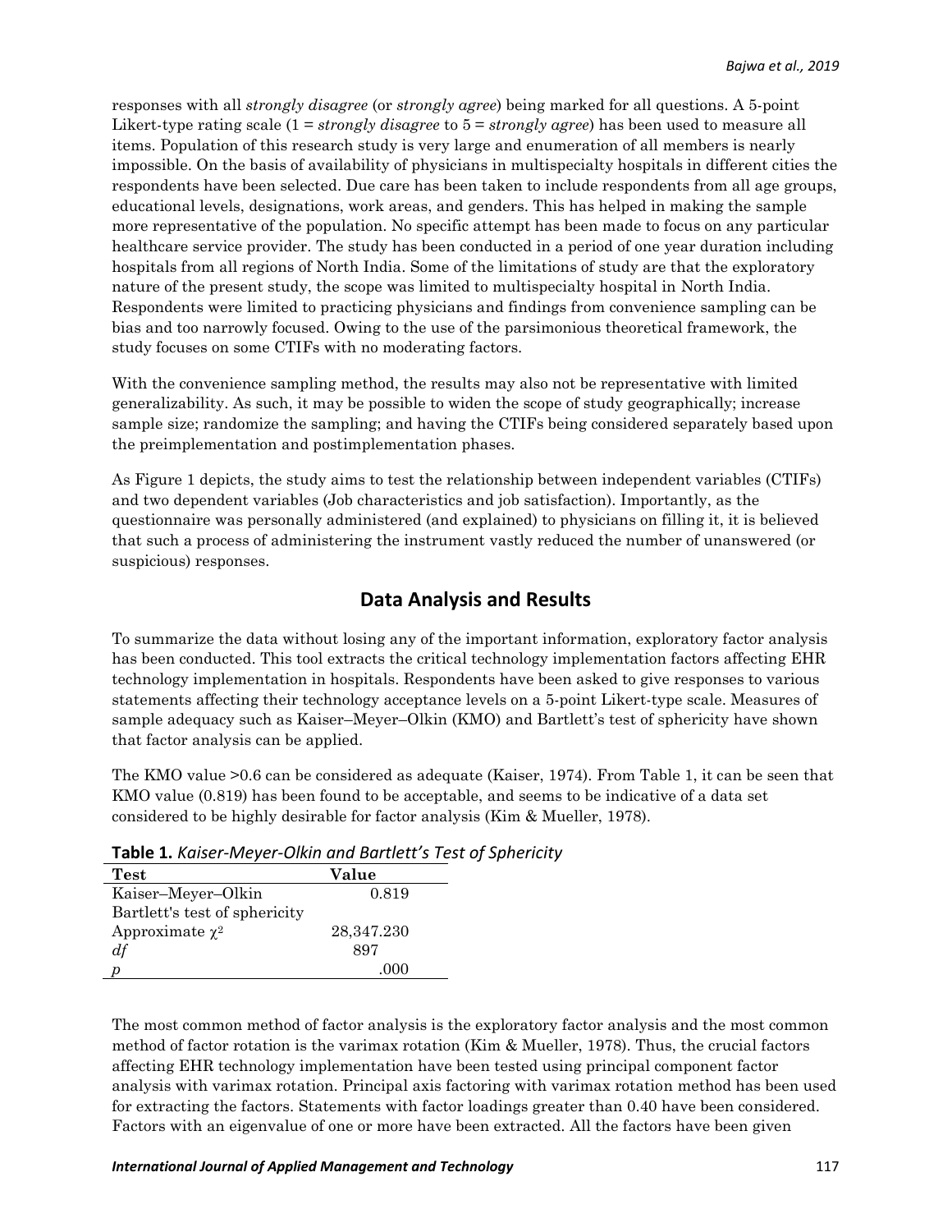responses with all *strongly disagree* (or *strongly agree*) being marked for all questions. A 5-point Likert-type rating scale (1 = *strongly disagree* to 5 = *strongly agree*) has been used to measure all items. Population of this research study is very large and enumeration of all members is nearly impossible. On the basis of availability of physicians in multispecialty hospitals in different cities the respondents have been selected. Due care has been taken to include respondents from all age groups, educational levels, designations, work areas, and genders. This has helped in making the sample more representative of the population. No specific attempt has been made to focus on any particular healthcare service provider. The study has been conducted in a period of one year duration including hospitals from all regions of North India. Some of the limitations of study are that the exploratory nature of the present study, the scope was limited to multispecialty hospital in North India. Respondents were limited to practicing physicians and findings from convenience sampling can be bias and too narrowly focused. Owing to the use of the parsimonious theoretical framework, the study focuses on some CTIFs with no moderating factors.

With the convenience sampling method, the results may also not be representative with limited generalizability. As such, it may be possible to widen the scope of study geographically; increase sample size; randomize the sampling; and having the CTIFs being considered separately based upon the preimplementation and postimplementation phases.

As Figure 1 depicts, the study aims to test the relationship between independent variables (CTIFs) and two dependent variables (Job characteristics and job satisfaction). Importantly, as the questionnaire was personally administered (and explained) to physicians on filling it, it is believed that such a process of administering the instrument vastly reduced the number of unanswered (or suspicious) responses.

## Data Analysis and Results

To summarize the data without losing any of the important information, exploratory factor analysis has been conducted. This tool extracts the critical technology implementation factors affecting EHR technology implementation in hospitals. Respondents have been asked to give responses to various statements affecting their technology acceptance levels on a 5-point Likert-type scale. Measures of sample adequacy such as Kaiser–Meyer–Olkin (KMO) and Bartlett's test of sphericity have shown that factor analysis can be applied.

The KMO value >0.6 can be considered as adequate (Kaiser, 1974). From Table 1, it can be seen that KMO value (0.819) has been found to be acceptable, and seems to be indicative of a data set considered to be highly desirable for factor analysis (Kim & Mueller, 1978).

**Table 1.** *Kaiser-Meyer-Olkin and Bartlett's Test of Sphericity*

| Test | Value |
|---|---|
| Kaiser–Meyer–Olkin | 0.819 |
| Bartlett's test of sphericity | |
| Approximate $\chi^2$ | 28,347.230 |
| *df* | 897 |
| *p* | .000 |

The most common method of factor analysis is the exploratory factor analysis and the most common method of factor rotation is the varimax rotation (Kim & Mueller, 1978). Thus, the crucial factors affecting EHR technology implementation have been tested using principal component factor analysis with varimax rotation. Principal axis factoring with varimax rotation method has been used for extracting the factors. Statements with factor loadings greater than 0.40 have been considered. Factors with an eigenvalue of one or more have been extracted. All the factors have been given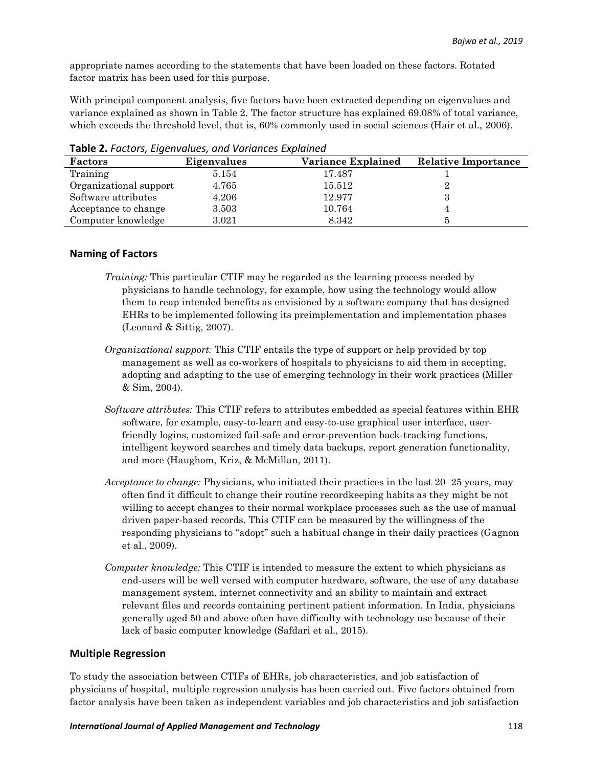appropriate names according to the statements that have been loaded on these factors. Rotated factor matrix has been used for this purpose.

With principal component analysis, five factors have been extracted depending on eigenvalues and variance explained as shown in Table 2. The factor structure has explained 69.08% of total variance, which exceeds the threshold level, that is, 60% commonly used in social sciences (Hair et al., 2006).

**Table 2.** *Factors, Eigenvalues, and Variances Explained*

| Factors | Eigenvalues | Variance Explained | Relative Importance |
|---|---|---|---|
| Training | 5.154 | 17.487 | 1 |
| Organizational support | 4.765 | 15.512 | 2 |
| Software attributes | 4.206 | 12.977 | 3 |
| Acceptance to change | 3.503 | 10.764 | 4 |
| Computer knowledge | 3.021 | 8.342 | 5 |

## Naming of Factors

*Training:* This particular CTIF may be regarded as the learning process needed by physicians to handle technology, for example, how using the technology would allow them to reap intended benefits as envisioned by a software company that has designed EHRs to be implemented following its preimplementation and implementation phases (Leonard & Sittig, 2007).

*Organizational support:* This CTIF entails the type of support or help provided by top management as well as co-workers of hospitals to physicians to aid them in accepting, adopting and adapting to the use of emerging technology in their work practices (Miller & Sim, 2004).

*Software attributes:* This CTIF refers to attributes embedded as special features within EHR software, for example, easy-to-learn and easy-to-use graphical user interface, user-friendly logins, customized fail-safe and error-prevention back-tracking functions, intelligent keyword searches and timely data backups, report generation functionality, and more (Haughom, Kriz, & McMillan, 2011).

*Acceptance to change:* Physicians, who initiated their practices in the last 20–25 years, may often find it difficult to change their routine recordkeeping habits as they might be not willing to accept changes to their normal workplace processes such as the use of manual driven paper-based records. This CTIF can be measured by the willingness of the responding physicians to "adopt" such a habitual change in their daily practices (Gagnon et al., 2009).

*Computer knowledge:* This CTIF is intended to measure the extent to which physicians as end-users will be well versed with computer hardware, software, the use of any database management system, internet connectivity and an ability to maintain and extract relevant files and records containing pertinent patient information. In India, physicians generally aged 50 and above often have difficulty with technology use because of their lack of basic computer knowledge (Safdari et al., 2015).

## Multiple Regression

To study the association between CTIFs of EHRs, job characteristics, and job satisfaction of physicians of hospital, multiple regression analysis has been carried out. Five factors obtained from factor analysis have been taken as independent variables and job characteristics and job satisfaction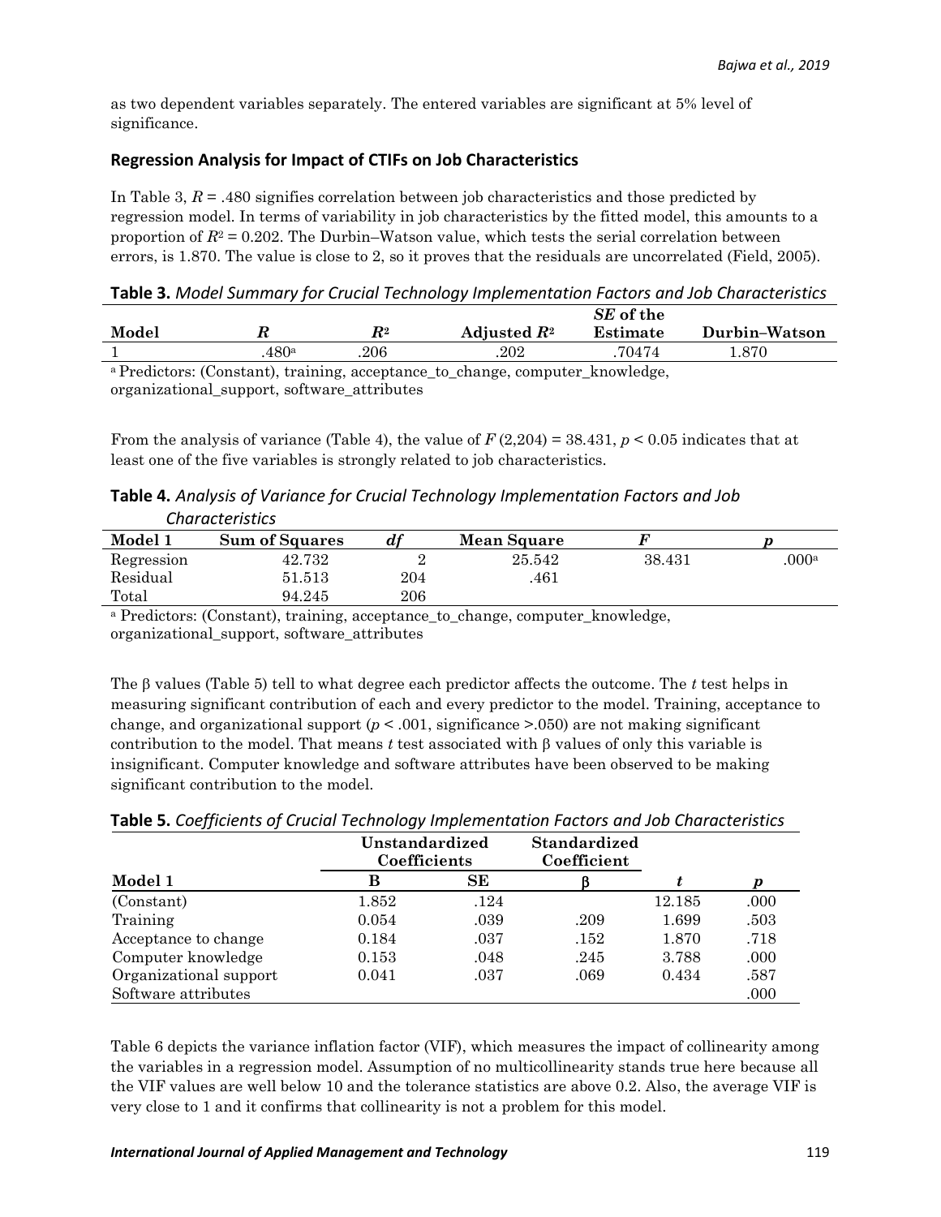as two dependent variables separately. The entered variables are significant at 5% level of significance.

## Regression Analysis for Impact of CTIFs on Job Characteristics

In Table 3, $R$ = .480 signifies correlation between job characteristics and those predicted by regression model. In terms of variability in job characteristics by the fitted model, this amounts to a proportion of $R^2 = 0.202$. The Durbin–Watson value, which tests the serial correlation between errors, is 1.870. The value is close to 2, so it proves that the residuals are uncorrelated (Field, 2005).

**Table 3.** *Model Summary for Crucial Technology Implementation Factors and Job Characteristics*

| Model | $R$ | $R^2$ | Adjusted $R^2$ | *SE* of the Estimate | Durbin–Watson |
|---|---|---|---|---|---|
| 1 | .480[a] | .206 | .202 | .70474 | 1.870 |

[a] Predictors: (Constant), training, acceptance_to_change, computer_knowledge, organizational_support, software_attributes

From the analysis of variance (Table 4), the value of $F$ (2,204) = 38.431, $p < 0.05$ indicates that at least one of the five variables is strongly related to job characteristics.

**Table 4.** *Analysis of Variance for Crucial Technology Implementation Factors and Job Characteristics*

| Model 1 | Sum of Squares | *df* | Mean Square | $F$ | $p$ |
|---|---|---|---|---|---|
| Regression | 42.732 | 2 | 25.542 | 38.431 | .000[a] |
| Residual | 51.513 | 204 | .461 | | |
| Total | 94.245 | 206 | | | |

[a] Predictors: (Constant), training, acceptance_to_change, computer_knowledge, organizational_support, software_attributes

The β values (Table 5) tell to what degree each predictor affects the outcome. The $t$ test helps in measuring significant contribution of each and every predictor to the model. Training, acceptance to change, and organizational support ($p$ < .001, significance >.050) are not making significant contribution to the model. That means $t$ test associated with β values of only this variable is insignificant. Computer knowledge and software attributes have been observed to be making significant contribution to the model.

**Table 5.** *Coefficients of Crucial Technology Implementation Factors and Job Characteristics*

| | Unstandardized Coefficients | | Standardized Coefficient | | |
|---|---|---|---|---|---|
| Model 1 | B | SE | β | $t$ | $p$ |
| (Constant) | 1.852 | .124 | | 12.185 | .000 |
| Training | 0.054 | .039 | .209 | 1.699 | .503 |
| Acceptance to change | 0.184 | .037 | .152 | 1.870 | .718 |
| Computer knowledge | 0.153 | .048 | .245 | 3.788 | .000 |
| Organizational support | 0.041 | .037 | .069 | 0.434 | .587 |
| Software attributes | | | | | .000 |

Table 6 depicts the variance inflation factor (VIF), which measures the impact of collinearity among the variables in a regression model. Assumption of no multicollinearity stands true here because all the VIF values are well below 10 and the tolerance statistics are above 0.2. Also, the average VIF is very close to 1 and it confirms that collinearity is not a problem for this model.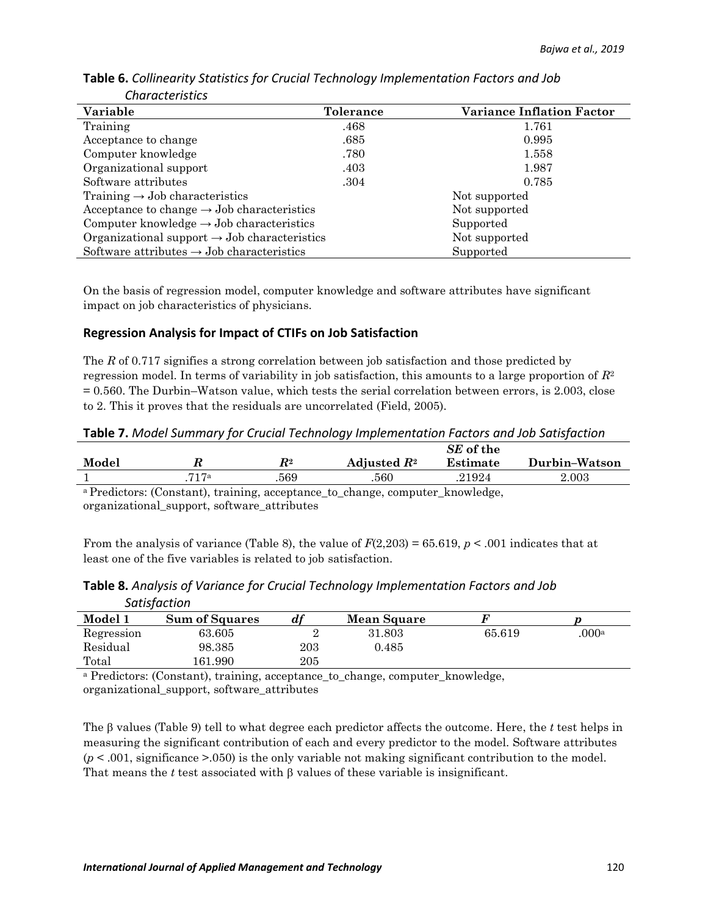**Table 6.** *Collinearity Statistics for Crucial Technology Implementation Factors and Job Characteristics*

| Variable | Tolerance | Variance Inflation Factor |
|---|---|---|
| Training | .468 | 1.761 |
| Acceptance to change | .685 | 0.995 |
| Computer knowledge | .780 | 1.558 |
| Organizational support | .403 | 1.987 |
| Software attributes | .304 | 0.785 |
| Training → Job characteristics | | Not supported |
| Acceptance to change → Job characteristics | | Not supported |
| Computer knowledge → Job characteristics | | Supported |
| Organizational support → Job characteristics | | Not supported |
| Software attributes → Job characteristics | | Supported |

On the basis of regression model, computer knowledge and software attributes have significant impact on job characteristics of physicians.

## Regression Analysis for Impact of CTIFs on Job Satisfaction

The $R$ of 0.717 signifies a strong correlation between job satisfaction and those predicted by regression model. In terms of variability in job satisfaction, this amounts to a large proportion of $R^2 = 0.560$. The Durbin–Watson value, which tests the serial correlation between errors, is 2.003, close to 2. This it proves that the residuals are uncorrelated (Field, 2005).

**Table 7.** *Model Summary for Crucial Technology Implementation Factors and Job Satisfaction*

| Model | $R$ | $R^2$ | Adjusted $R^2$ | *SE* of the Estimate | Durbin–Watson |
|---|---|---|---|---|---|
| 1 | .717[a] | .569 | .560 | .21924 | 2.003 |

[a] Predictors: (Constant), training, acceptance_to_change, computer_knowledge, organizational_support, software_attributes

From the analysis of variance (Table 8), the value of $F(2,203) = 65.619$, $p < .001$ indicates that at least one of the five variables is related to job satisfaction.

**Table 8.** *Analysis of Variance for Crucial Technology Implementation Factors and Job Satisfaction*

| Model 1 | Sum of Squares | *df* | Mean Square | $F$ | $p$ |
|---|---|---|---|---|---|
| Regression | 63.605 | 2 | 31.803 | 65.619 | .000[a] |
| Residual | 98.385 | 203 | 0.485 | | |
| Total | 161.990 | 205 | | | |

[a] Predictors: (Constant), training, acceptance_to_change, computer_knowledge, organizational_support, software_attributes

The β values (Table 9) tell to what degree each predictor affects the outcome. Here, the $t$ test helps in measuring the significant contribution of each and every predictor to the model. Software attributes ($p < .001$, significance >.050) is the only variable not making significant contribution to the model. That means the $t$ test associated with β values of these variable is insignificant.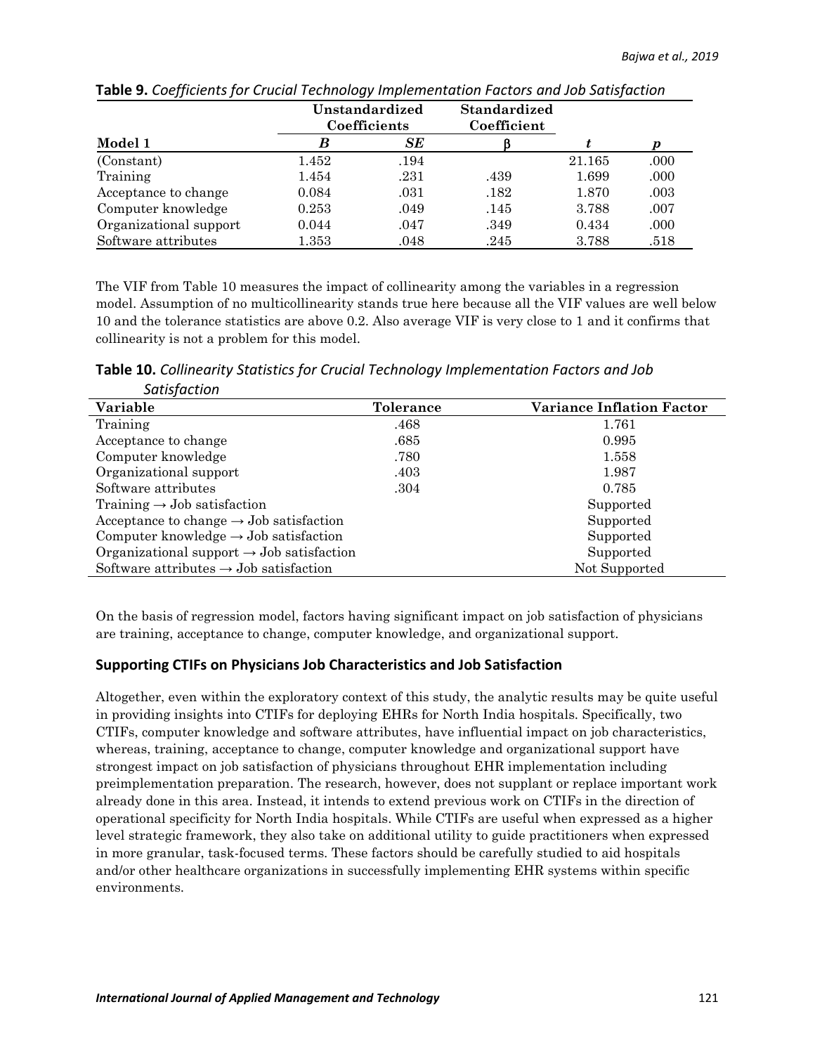**Table 9.** *Coefficients for Crucial Technology Implementation Factors and Job Satisfaction*

| | Unstandardized Coefficients | | Standardized Coefficient | | |
|---|---|---|---|---|---|
| **Model 1** | ***B*** | ***SE*** | **β** | ***t*** | ***p*** |
| (Constant) | 1.452 | .194 | | 21.165 | .000 |
| Training | 1.454 | .231 | .439 | 1.699 | .000 |
| Acceptance to change | 0.084 | .031 | .182 | 1.870 | .003 |
| Computer knowledge | 0.253 | .049 | .145 | 3.788 | .007 |
| Organizational support | 0.044 | .047 | .349 | 0.434 | .000 |
| Software attributes | 1.353 | .048 | .245 | 3.788 | .518 |

The VIF from Table 10 measures the impact of collinearity among the variables in a regression model. Assumption of no multicollinearity stands true here because all the VIF values are well below 10 and the tolerance statistics are above 0.2. Also average VIF is very close to 1 and it confirms that collinearity is not a problem for this model.

**Table 10.** *Collinearity Statistics for Crucial Technology Implementation Factors and Job Satisfaction*

| Variable | Tolerance | Variance Inflation Factor |
|---|---|---|
| Training | .468 | 1.761 |
| Acceptance to change | .685 | 0.995 |
| Computer knowledge | .780 | 1.558 |
| Organizational support | .403 | 1.987 |
| Software attributes | .304 | 0.785 |
| Training → Job satisfaction | | Supported |
| Acceptance to change → Job satisfaction | | Supported |
| Computer knowledge → Job satisfaction | | Supported |
| Organizational support → Job satisfaction | | Supported |
| Software attributes → Job satisfaction | | Not Supported |

On the basis of regression model, factors having significant impact on job satisfaction of physicians are training, acceptance to change, computer knowledge, and organizational support.

## Supporting CTIFs on Physicians Job Characteristics and Job Satisfaction

Altogether, even within the exploratory context of this study, the analytic results may be quite useful in providing insights into CTIFs for deploying EHRs for North India hospitals. Specifically, two CTIFs, computer knowledge and software attributes, have influential impact on job characteristics, whereas, training, acceptance to change, computer knowledge and organizational support have strongest impact on job satisfaction of physicians throughout EHR implementation including preimplementation preparation. The research, however, does not supplant or replace important work already done in this area. Instead, it intends to extend previous work on CTIFs in the direction of operational specificity for North India hospitals. While CTIFs are useful when expressed as a higher level strategic framework, they also take on additional utility to guide practitioners when expressed in more granular, task-focused terms. These factors should be carefully studied to aid hospitals and/or other healthcare organizations in successfully implementing EHR systems within specific environments.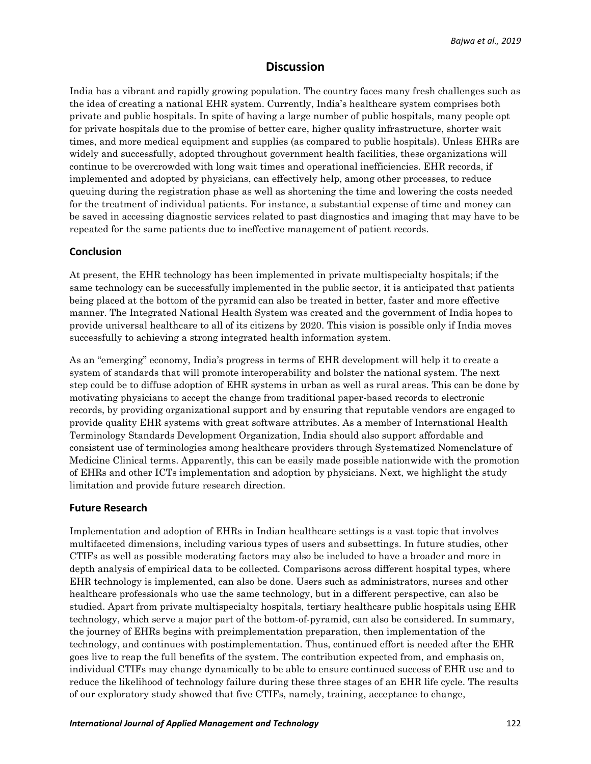## Discussion

India has a vibrant and rapidly growing population. The country faces many fresh challenges such as the idea of creating a national EHR system. Currently, India's healthcare system comprises both private and public hospitals. In spite of having a large number of public hospitals, many people opt for private hospitals due to the promise of better care, higher quality infrastructure, shorter wait times, and more medical equipment and supplies (as compared to public hospitals). Unless EHRs are widely and successfully, adopted throughout government health facilities, these organizations will continue to be overcrowded with long wait times and operational inefficiencies. EHR records, if implemented and adopted by physicians, can effectively help, among other processes, to reduce queuing during the registration phase as well as shortening the time and lowering the costs needed for the treatment of individual patients. For instance, a substantial expense of time and money can be saved in accessing diagnostic services related to past diagnostics and imaging that may have to be repeated for the same patients due to ineffective management of patient records.

### Conclusion

At present, the EHR technology has been implemented in private multispecialty hospitals; if the same technology can be successfully implemented in the public sector, it is anticipated that patients being placed at the bottom of the pyramid can also be treated in better, faster and more effective manner. The Integrated National Health System was created and the government of India hopes to provide universal healthcare to all of its citizens by 2020. This vision is possible only if India moves successfully to achieving a strong integrated health information system.

As an "emerging" economy, India's progress in terms of EHR development will help it to create a system of standards that will promote interoperability and bolster the national system. The next step could be to diffuse adoption of EHR systems in urban as well as rural areas. This can be done by motivating physicians to accept the change from traditional paper-based records to electronic records, by providing organizational support and by ensuring that reputable vendors are engaged to provide quality EHR systems with great software attributes. As a member of International Health Terminology Standards Development Organization, India should also support affordable and consistent use of terminologies among healthcare providers through Systematized Nomenclature of Medicine Clinical terms. Apparently, this can be easily made possible nationwide with the promotion of EHRs and other ICTs implementation and adoption by physicians. Next, we highlight the study limitation and provide future research direction.

### Future Research

Implementation and adoption of EHRs in Indian healthcare settings is a vast topic that involves multifaceted dimensions, including various types of users and subsettings. In future studies, other CTIFs as well as possible moderating factors may also be included to have a broader and more in depth analysis of empirical data to be collected. Comparisons across different hospital types, where EHR technology is implemented, can also be done. Users such as administrators, nurses and other healthcare professionals who use the same technology, but in a different perspective, can also be studied. Apart from private multispecialty hospitals, tertiary healthcare public hospitals using EHR technology, which serve a major part of the bottom-of-pyramid, can also be considered. In summary, the journey of EHRs begins with preimplementation preparation, then implementation of the technology, and continues with postimplementation. Thus, continued effort is needed after the EHR goes live to reap the full benefits of the system. The contribution expected from, and emphasis on, individual CTIFs may change dynamically to be able to ensure continued success of EHR use and to reduce the likelihood of technology failure during these three stages of an EHR life cycle. The results of our exploratory study showed that five CTIFs, namely, training, acceptance to change,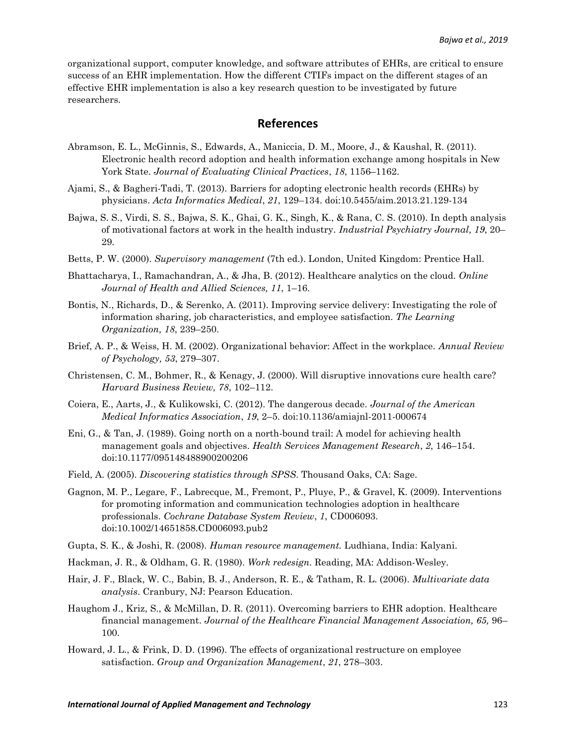organizational support, computer knowledge, and software attributes of EHRs, are critical to ensure success of an EHR implementation. How the different CTIFs impact on the different stages of an effective EHR implementation is also a key research question to be investigated by future researchers.

## References

Abramson, E. L., McGinnis, S., Edwards, A., Maniccia, D. M., Moore, J., & Kaushal, R. (2011). Electronic health record adoption and health information exchange among hospitals in New York State. *Journal of Evaluating Clinical Practices*, *18*, 1156–1162.

Ajami, S., & Bagheri-Tadi, T. (2013). Barriers for adopting electronic health records (EHRs) by physicians. *Acta Informatics Medical*, *21*, 129–134. doi:10.5455/aim.2013.21.129-134

Bajwa, S. S., Virdi, S. S., Bajwa, S. K., Ghai, G. K., Singh, K., & Rana, C. S. (2010). In depth analysis of motivational factors at work in the health industry. *Industrial Psychiatry Journal, 19*, 20–29.

Betts, P. W. (2000). *Supervisory management* (7th ed.). London, United Kingdom: Prentice Hall.

Bhattacharya, I., Ramachandran, A., & Jha, B. (2012). Healthcare analytics on the cloud. *Online Journal of Health and Allied Sciences, 11*, 1–16.

Bontis, N., Richards, D., & Serenko, A. (2011). Improving service delivery: Investigating the role of information sharing, job characteristics, and employee satisfaction. *The Learning Organization, 18*, 239–250.

Brief, A. P., & Weiss, H. M. (2002). Organizational behavior: Affect in the workplace. *Annual Review of Psychology, 53*, 279–307.

Christensen, C. M., Bohmer, R., & Kenagy, J. (2000). Will disruptive innovations cure health care? *Harvard Business Review, 78*, 102–112.

Coiera, E., Aarts, J., & Kulikowski, C. (2012). The dangerous decade. *Journal of the American Medical Informatics Association*, *19*, 2–5. doi:10.1136/amiajnl-2011-000674

Eni, G., & Tan, J. (1989). Going north on a north-bound trail: A model for achieving health management goals and objectives. *Health Services Management Research*, *2*, 146–154. doi:10.1177/095148488900200206

Field, A. (2005). *Discovering statistics through SPSS*. Thousand Oaks, CA: Sage.

Gagnon, M. P., Legare, F., Labrecque, M., Fremont, P., Pluye, P., & Gravel, K. (2009). Interventions for promoting information and communication technologies adoption in healthcare professionals. *Cochrane Database System Review*, *1*, CD006093. doi:10.1002/14651858.CD006093.pub2

Gupta, S. K., & Joshi, R. (2008). *Human resource management.* Ludhiana, India: Kalyani.

Hackman, J. R., & Oldham, G. R. (1980). *Work redesign*. Reading, MA: Addison-Wesley.

Hair, J. F., Black, W. C., Babin, B. J., Anderson, R. E., & Tatham, R. L. (2006). *Multivariate data analysis*. Cranbury, NJ: Pearson Education.

Haughom J., Kriz, S., & McMillan, D. R. (2011). Overcoming barriers to EHR adoption. Healthcare financial management. *Journal of the Healthcare Financial Management Association, 65,* 96–100.

Howard, J. L., & Frink, D. D. (1996). The effects of organizational restructure on employee satisfaction. *Group and Organization Management*, *21*, 278–303.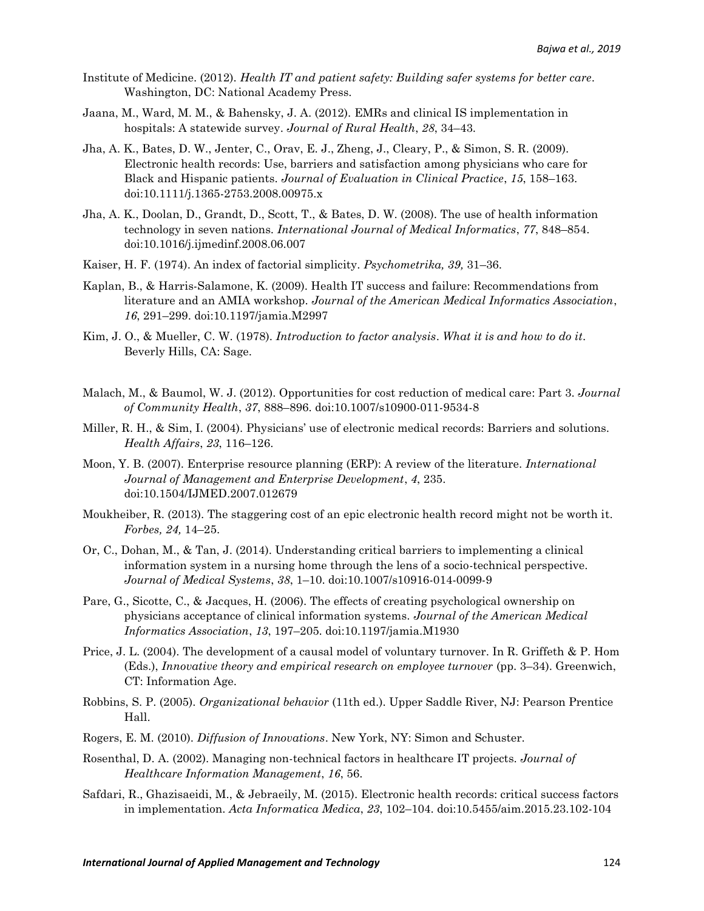Institute of Medicine. (2012). *Health IT and patient safety: Building safer systems for better care*. Washington, DC: National Academy Press.

Jaana, M., Ward, M. M., & Bahensky, J. A. (2012). EMRs and clinical IS implementation in hospitals: A statewide survey. *Journal of Rural Health*, *28*, 34–43.

Jha, A. K., Bates, D. W., Jenter, C., Orav, E. J., Zheng, J., Cleary, P., & Simon, S. R. (2009). Electronic health records: Use, barriers and satisfaction among physicians who care for Black and Hispanic patients. *Journal of Evaluation in Clinical Practice*, *15*, 158–163. doi:10.1111/j.1365-2753.2008.00975.x

Jha, A. K., Doolan, D., Grandt, D., Scott, T., & Bates, D. W. (2008). The use of health information technology in seven nations. *International Journal of Medical Informatics*, *77*, 848–854. doi:10.1016/j.ijmedinf.2008.06.007

Kaiser, H. F. (1974). An index of factorial simplicity. *Psychometrika, 39,* 31–36.

Kaplan, B., & Harris-Salamone, K. (2009). Health IT success and failure: Recommendations from literature and an AMIA workshop. *Journal of the American Medical Informatics Association*, *16*, 291–299. doi:10.1197/jamia.M2997

Kim, J. O., & Mueller, C. W. (1978). *Introduction to factor analysis*. *What it is and how to do it*. Beverly Hills, CA: Sage.

Malach, M., & Baumol, W. J. (2012). Opportunities for cost reduction of medical care: Part 3. *Journal of Community Health*, *37*, 888–896. doi:10.1007/s10900-011-9534-8

Miller, R. H., & Sim, I. (2004). Physicians' use of electronic medical records: Barriers and solutions. *Health Affairs*, *23*, 116–126.

Moon, Y. B. (2007). Enterprise resource planning (ERP): A review of the literature. *International Journal of Management and Enterprise Development*, *4*, 235. doi:10.1504/IJMED.2007.012679

Moukheiber, R. (2013). The staggering cost of an epic electronic health record might not be worth it. *Forbes, 24,* 14–25.

Or, C., Dohan, M., & Tan, J. (2014). Understanding critical barriers to implementing a clinical information system in a nursing home through the lens of a socio-technical perspective. *Journal of Medical Systems*, *38*, 1–10. doi:10.1007/s10916-014-0099-9

Pare, G., Sicotte, C., & Jacques, H. (2006). The effects of creating psychological ownership on physicians acceptance of clinical information systems. *Journal of the American Medical Informatics Association*, *13*, 197–205. doi:10.1197/jamia.M1930

Price, J. L. (2004). The development of a causal model of voluntary turnover. In R. Griffeth & P. Hom (Eds.), *Innovative theory and empirical research on employee turnover* (pp. 3–34). Greenwich, CT: Information Age.

Robbins, S. P. (2005). *Organizational behavior* (11th ed.). Upper Saddle River, NJ: Pearson Prentice Hall.

Rogers, E. M. (2010). *Diffusion of Innovations*. New York, NY: Simon and Schuster.

Rosenthal, D. A. (2002). Managing non-technical factors in healthcare IT projects. *Journal of Healthcare Information Management*, *16*, 56.

Safdari, R., Ghazisaeidi, M., & Jebraeily, M. (2015). Electronic health records: critical success factors in implementation. *Acta Informatica Medica*, *23*, 102–104. doi:10.5455/aim.2015.23.102-104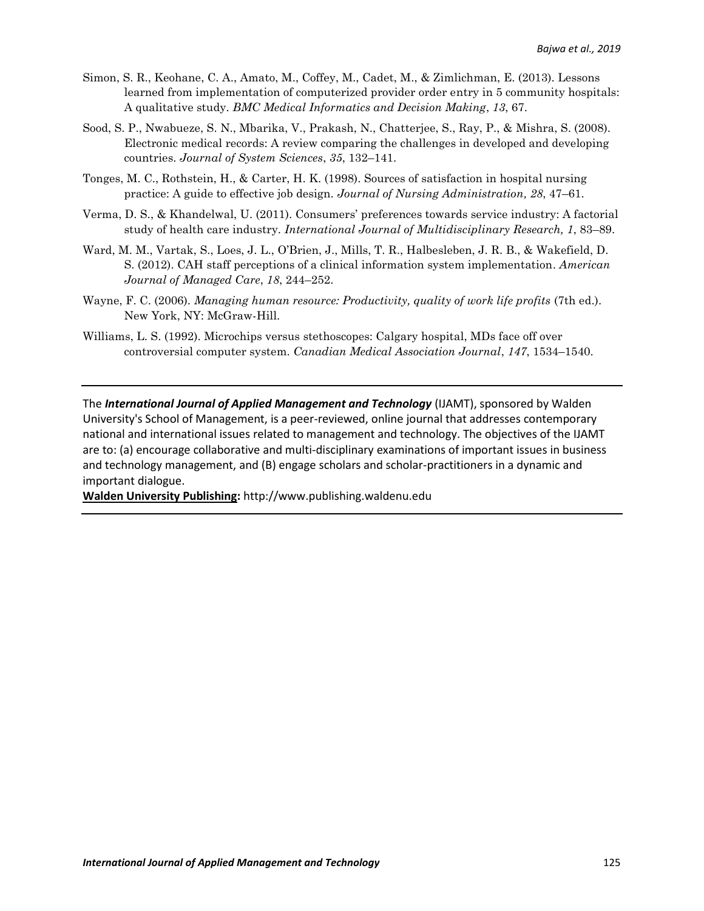Simon, S. R., Keohane, C. A., Amato, M., Coffey, M., Cadet, M., & Zimlichman, E. (2013). Lessons learned from implementation of computerized provider order entry in 5 community hospitals: A qualitative study. *BMC Medical Informatics and Decision Making*, *13*, 67.

Sood, S. P., Nwabueze, S. N., Mbarika, V., Prakash, N., Chatterjee, S., Ray, P., & Mishra, S. (2008). Electronic medical records: A review comparing the challenges in developed and developing countries. *Journal of System Sciences*, *35*, 132–141.

Tonges, M. C., Rothstein, H., & Carter, H. K. (1998). Sources of satisfaction in hospital nursing practice: A guide to effective job design. *Journal of Nursing Administration, 28*, 47–61.

Verma, D. S., & Khandelwal, U. (2011). Consumers' preferences towards service industry: A factorial study of health care industry. *International Journal of Multidisciplinary Research, 1*, 83–89.

Ward, M. M., Vartak, S., Loes, J. L., O'Brien, J., Mills, T. R., Halbesleben, J. R. B., & Wakefield, D. S. (2012). CAH staff perceptions of a clinical information system implementation. *American Journal of Managed Care*, *18*, 244–252.

Wayne, F. C. (2006). *Managing human resource: Productivity, quality of work life profits* (7th ed.). New York, NY: McGraw-Hill.

Williams, L. S. (1992). Microchips versus stethoscopes: Calgary hospital, MDs face off over controversial computer system. *Canadian Medical Association Journal*, *147*, 1534–1540.

---

The ***International Journal of Applied Management and Technology*** (IJAMT), sponsored by Walden University's School of Management, is a peer-reviewed, online journal that addresses contemporary national and international issues related to management and technology. The objectives of the IJAMT are to: (a) encourage collaborative and multi-disciplinary examinations of important issues in business and technology management, and (B) engage scholars and scholar-practitioners in a dynamic and important dialogue.

**Walden University Publishing:** http://www.publishing.waldenu.edu

---